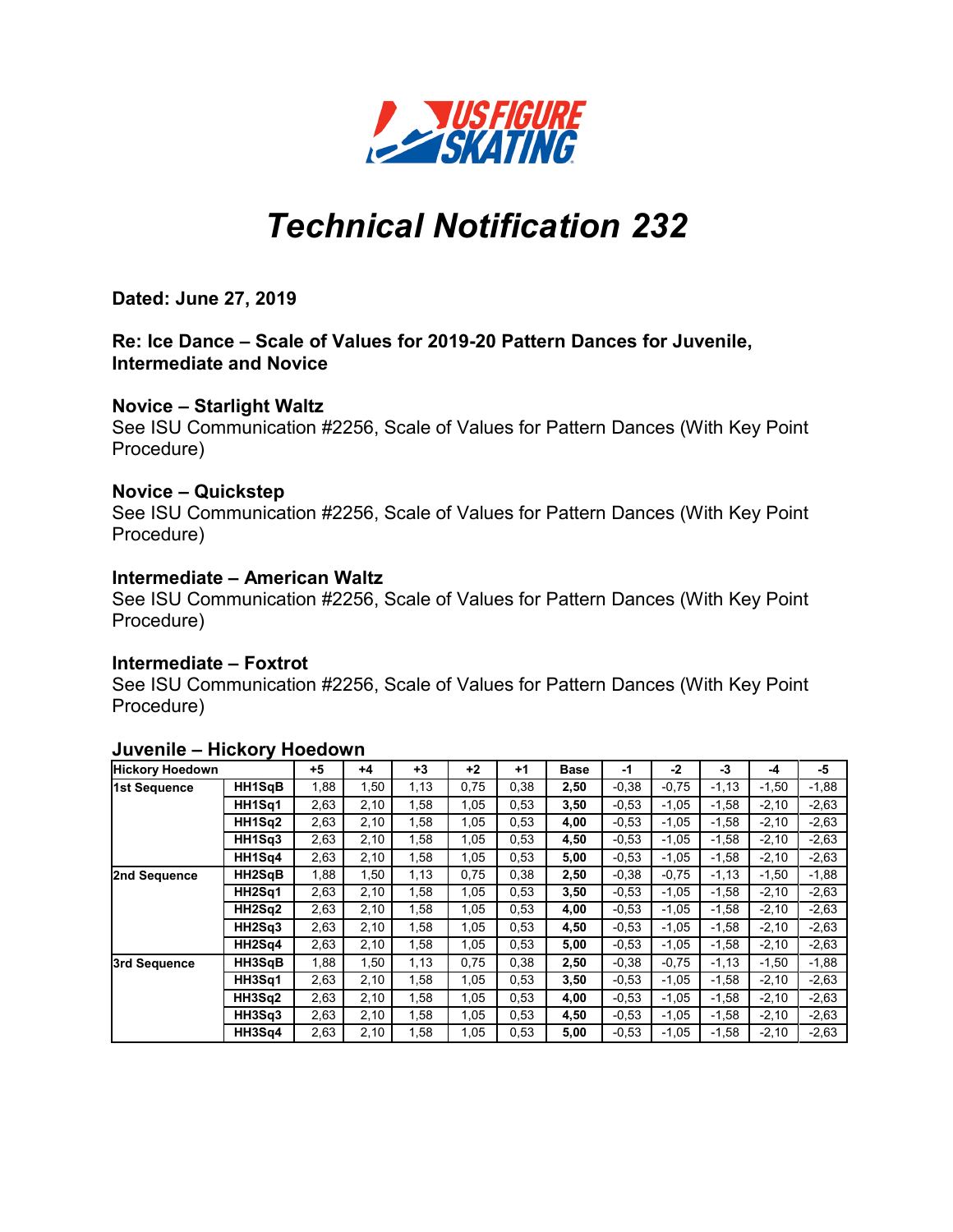# Technical Notification 232

**Dated: June 27, 2019**

**Re: Ice Dance – Scale of Values for 2019-20 Pattern Dances for Juvenile, Intermediate and Novice**

**Novice – Starlight Waltz**
See ISU Communication #2256, Scale of Values for Pattern Dances (With Key Point Procedure)

**Novice – Quickstep**
See ISU Communication #2256, Scale of Values for Pattern Dances (With Key Point Procedure)

**Intermediate – American Waltz**
See ISU Communication #2256, Scale of Values for Pattern Dances (With Key Point Procedure)

**Intermediate – Foxtrot**
See ISU Communication #2256, Scale of Values for Pattern Dances (With Key Point Procedure)

**Juvenile – Hickory Hoedown**

| Hickory Hoedown | | +5 | +4 | +3 | +2 | +1 | Base | -1 | -2 | -3 | -4 | -5 |
|---|---|---|---|---|---|---|---|---|---|---|---|---|
| 1st Sequence | HH1SqB | 1,88 | 1,50 | 1,13 | 0,75 | 0,38 | 2,50 | -0,38 | -0,75 | -1,13 | -1,50 | -1,88 |
| | HH1Sq1 | 2,63 | 2,10 | 1,58 | 1,05 | 0,53 | 3,50 | -0,53 | -1,05 | -1,58 | -2,10 | -2,63 |
| | HH1Sq2 | 2,63 | 2,10 | 1,58 | 1,05 | 0,53 | 4,00 | -0,53 | -1,05 | -1,58 | -2,10 | -2,63 |
| | HH1Sq3 | 2,63 | 2,10 | 1,58 | 1,05 | 0,53 | 4,50 | -0,53 | -1,05 | -1,58 | -2,10 | -2,63 |
| | HH1Sq4 | 2,63 | 2,10 | 1,58 | 1,05 | 0,53 | 5,00 | -0,53 | -1,05 | -1,58 | -2,10 | -2,63 |
| 2nd Sequence | HH2SqB | 1,88 | 1,50 | 1,13 | 0,75 | 0,38 | 2,50 | -0,38 | -0,75 | -1,13 | -1,50 | -1,88 |
| | HH2Sq1 | 2,63 | 2,10 | 1,58 | 1,05 | 0,53 | 3,50 | -0,53 | -1,05 | -1,58 | -2,10 | -2,63 |
| | HH2Sq2 | 2,63 | 2,10 | 1,58 | 1,05 | 0,53 | 4,00 | -0,53 | -1,05 | -1,58 | -2,10 | -2,63 |
| | HH2Sq3 | 2,63 | 2,10 | 1,58 | 1,05 | 0,53 | 4,50 | -0,53 | -1,05 | -1,58 | -2,10 | -2,63 |
| | HH2Sq4 | 2,63 | 2,10 | 1,58 | 1,05 | 0,53 | 5,00 | -0,53 | -1,05 | -1,58 | -2,10 | -2,63 |
| 3rd Sequence | HH3SqB | 1,88 | 1,50 | 1,13 | 0,75 | 0,38 | 2,50 | -0,38 | -0,75 | -1,13 | -1,50 | -1,88 |
| | HH3Sq1 | 2,63 | 2,10 | 1,58 | 1,05 | 0,53 | 3,50 | -0,53 | -1,05 | -1,58 | -2,10 | -2,63 |
| | HH3Sq2 | 2,63 | 2,10 | 1,58 | 1,05 | 0,53 | 4,00 | -0,53 | -1,05 | -1,58 | -2,10 | -2,63 |
| | HH3Sq3 | 2,63 | 2,10 | 1,58 | 1,05 | 0,53 | 4,50 | -0,53 | -1,05 | -1,58 | -2,10 | -2,63 |
| | HH3Sq4 | 2,63 | 2,10 | 1,58 | 1,05 | 0,53 | 5,00 | -0,53 | -1,05 | -1,58 | -2,10 | -2,63 |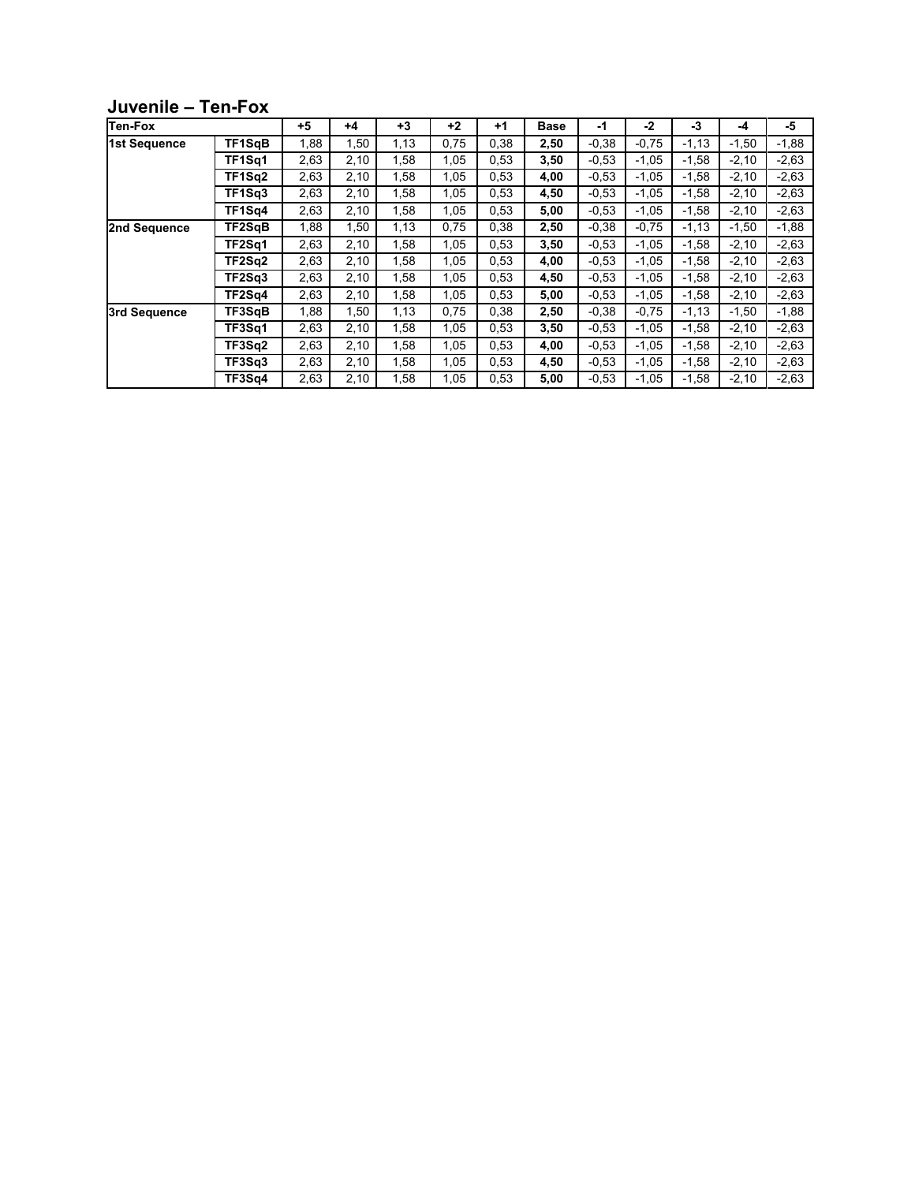## Juvenile – Ten-Fox

| Ten-Fox | | +5 | +4 | +3 | +2 | +1 | Base | -1 | -2 | -3 | -4 | -5 |
|---|---|---|---|---|---|---|---|---|---|---|---|---|
| **1st Sequence** | **TF1SqB** | 1,88 | 1,50 | 1,13 | 0,75 | 0,38 | **2,50** | -0,38 | -0,75 | -1,13 | -1,50 | -1,88 |
| | **TF1Sq1** | 2,63 | 2,10 | 1,58 | 1,05 | 0,53 | **3,50** | -0,53 | -1,05 | -1,58 | -2,10 | -2,63 |
| | **TF1Sq2** | 2,63 | 2,10 | 1,58 | 1,05 | 0,53 | **4,00** | -0,53 | -1,05 | -1,58 | -2,10 | -2,63 |
| | **TF1Sq3** | 2,63 | 2,10 | 1,58 | 1,05 | 0,53 | **4,50** | -0,53 | -1,05 | -1,58 | -2,10 | -2,63 |
| | **TF1Sq4** | 2,63 | 2,10 | 1,58 | 1,05 | 0,53 | **5,00** | -0,53 | -1,05 | -1,58 | -2,10 | -2,63 |
| **2nd Sequence** | **TF2SqB** | 1,88 | 1,50 | 1,13 | 0,75 | 0,38 | **2,50** | -0,38 | -0,75 | -1,13 | -1,50 | -1,88 |
| | **TF2Sq1** | 2,63 | 2,10 | 1,58 | 1,05 | 0,53 | **3,50** | -0,53 | -1,05 | -1,58 | -2,10 | -2,63 |
| | **TF2Sq2** | 2,63 | 2,10 | 1,58 | 1,05 | 0,53 | **4,00** | -0,53 | -1,05 | -1,58 | -2,10 | -2,63 |
| | **TF2Sq3** | 2,63 | 2,10 | 1,58 | 1,05 | 0,53 | **4,50** | -0,53 | -1,05 | -1,58 | -2,10 | -2,63 |
| | **TF2Sq4** | 2,63 | 2,10 | 1,58 | 1,05 | 0,53 | **5,00** | -0,53 | -1,05 | -1,58 | -2,10 | -2,63 |
| **3rd Sequence** | **TF3SqB** | 1,88 | 1,50 | 1,13 | 0,75 | 0,38 | **2,50** | -0,38 | -0,75 | -1,13 | -1,50 | -1,88 |
| | **TF3Sq1** | 2,63 | 2,10 | 1,58 | 1,05 | 0,53 | **3,50** | -0,53 | -1,05 | -1,58 | -2,10 | -2,63 |
| | **TF3Sq2** | 2,63 | 2,10 | 1,58 | 1,05 | 0,53 | **4,00** | -0,53 | -1,05 | -1,58 | -2,10 | -2,63 |
| | **TF3Sq3** | 2,63 | 2,10 | 1,58 | 1,05 | 0,53 | **4,50** | -0,53 | -1,05 | -1,58 | -2,10 | -2,63 |
| | **TF3Sq4** | 2,63 | 2,10 | 1,58 | 1,05 | 0,53 | **5,00** | -0,53 | -1,05 | -1,58 | -2,10 | -2,63 |